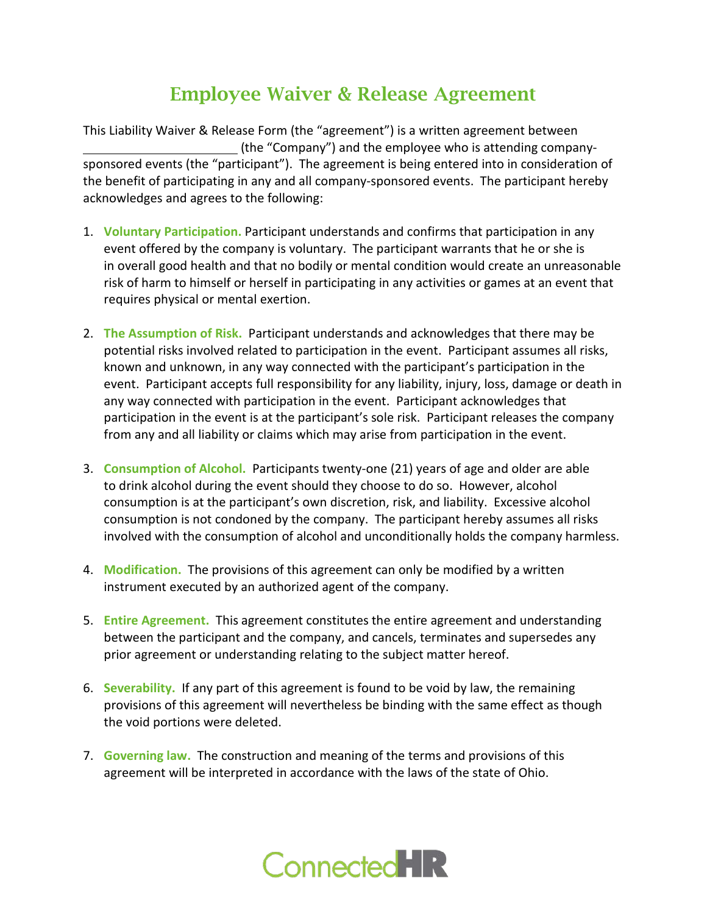# Employee Waiver & Release Agreement

This Liability Waiver & Release Form (the "agreement") is a written agreement between \_\_\_\_\_\_\_\_\_\_\_\_\_\_\_\_\_\_\_\_\_\_\_\_ (the "Company") and the employee who is attending company-sponsored events (the "participant"). The agreement is being entered into in consideration of the benefit of participating in any and all company-sponsored events. The participant hereby acknowledges and agrees to the following:

1. **Voluntary Participation.** Participant understands and confirms that participation in any event offered by the company is voluntary. The participant warrants that he or she is in overall good health and that no bodily or mental condition would create an unreasonable risk of harm to himself or herself in participating in any activities or games at an event that requires physical or mental exertion.

2. **The Assumption of Risk.** Participant understands and acknowledges that there may be potential risks involved related to participation in the event. Participant assumes all risks, known and unknown, in any way connected with the participant's participation in the event. Participant accepts full responsibility for any liability, injury, loss, damage or death in any way connected with participation in the event. Participant acknowledges that participation in the event is at the participant's sole risk. Participant releases the company from any and all liability or claims which may arise from participation in the event.

3. **Consumption of Alcohol.** Participants twenty-one (21) years of age and older are able to drink alcohol during the event should they choose to do so. However, alcohol consumption is at the participant's own discretion, risk, and liability. Excessive alcohol consumption is not condoned by the company. The participant hereby assumes all risks involved with the consumption of alcohol and unconditionally holds the company harmless.

4. **Modification.** The provisions of this agreement can only be modified by a written instrument executed by an authorized agent of the company.

5. **Entire Agreement.** This agreement constitutes the entire agreement and understanding between the participant and the company, and cancels, terminates and supersedes any prior agreement or understanding relating to the subject matter hereof.

6. **Severability.** If any part of this agreement is found to be void by law, the remaining provisions of this agreement will nevertheless be binding with the same effect as though the void portions were deleted.

7. **Governing law.** The construction and meaning of the terms and provisions of this agreement will be interpreted in accordance with the laws of the state of Ohio.

ConnectedHR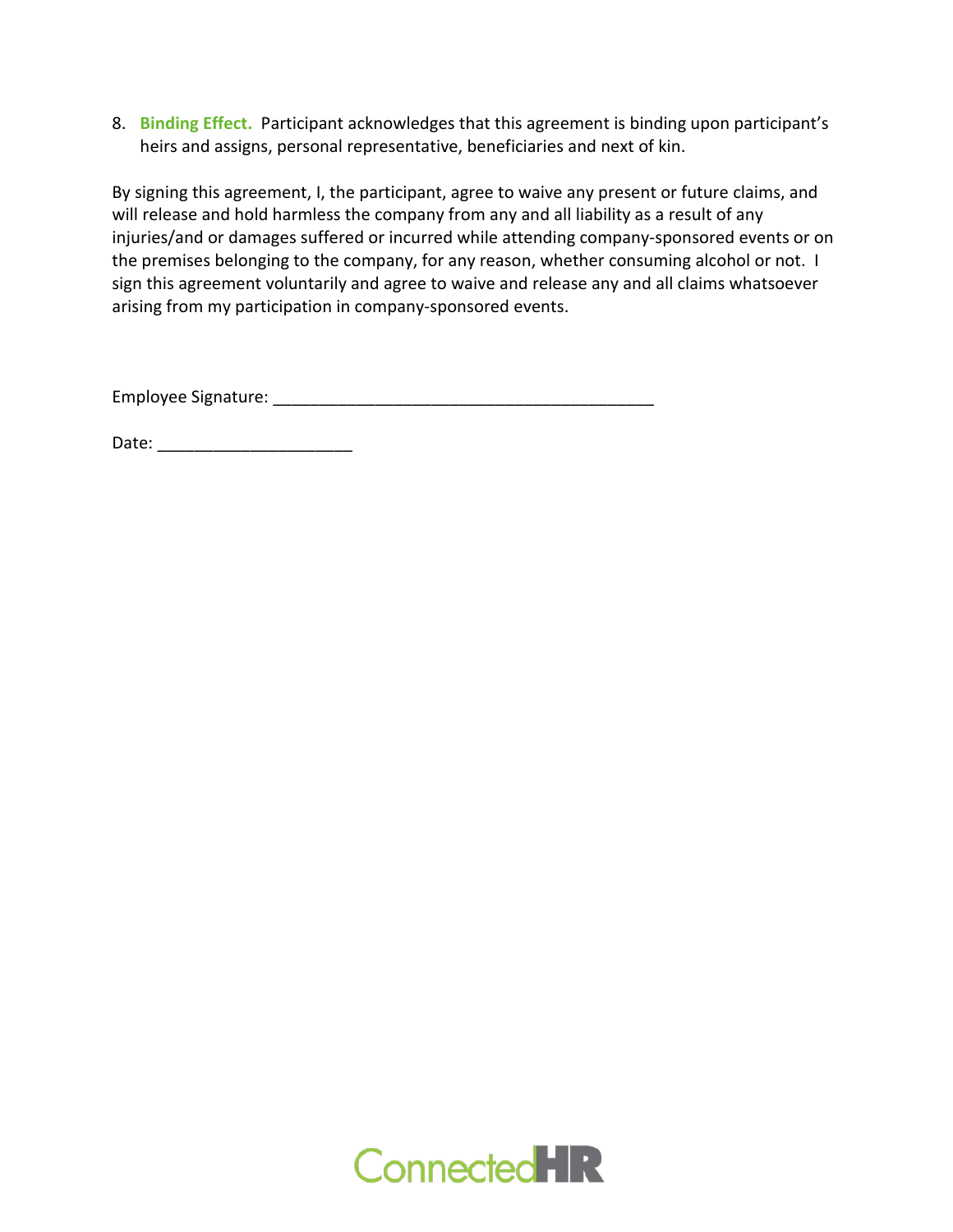8. **Binding Effect.** Participant acknowledges that this agreement is binding upon participant's heirs and assigns, personal representative, beneficiaries and next of kin.

By signing this agreement, I, the participant, agree to waive any present or future claims, and will release and hold harmless the company from any and all liability as a result of any injuries/and or damages suffered or incurred while attending company-sponsored events or on the premises belonging to the company, for any reason, whether consuming alcohol or not. I sign this agreement voluntarily and agree to waive and release any and all claims whatsoever arising from my participation in company-sponsored events.

Employee Signature: ___________________________________________

Date: ______________________